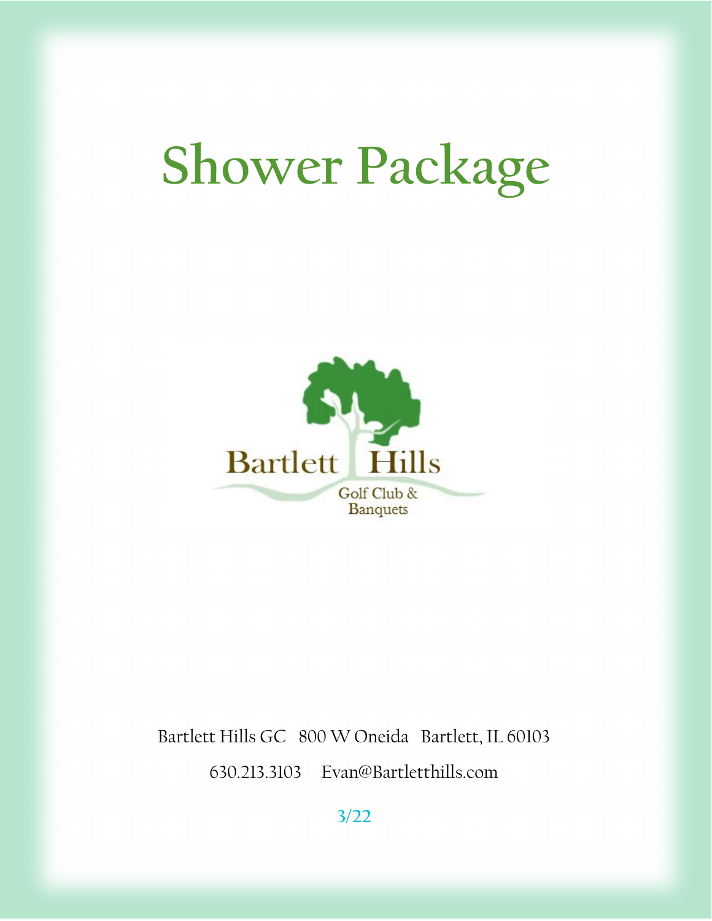# Shower Package

Bartlett Hills

Golf Club & Banquets

Bartlett Hills GC 800 W Oneida Bartlett, IL 60103

630.213.3103 Evan@Bartletthills.com

3/22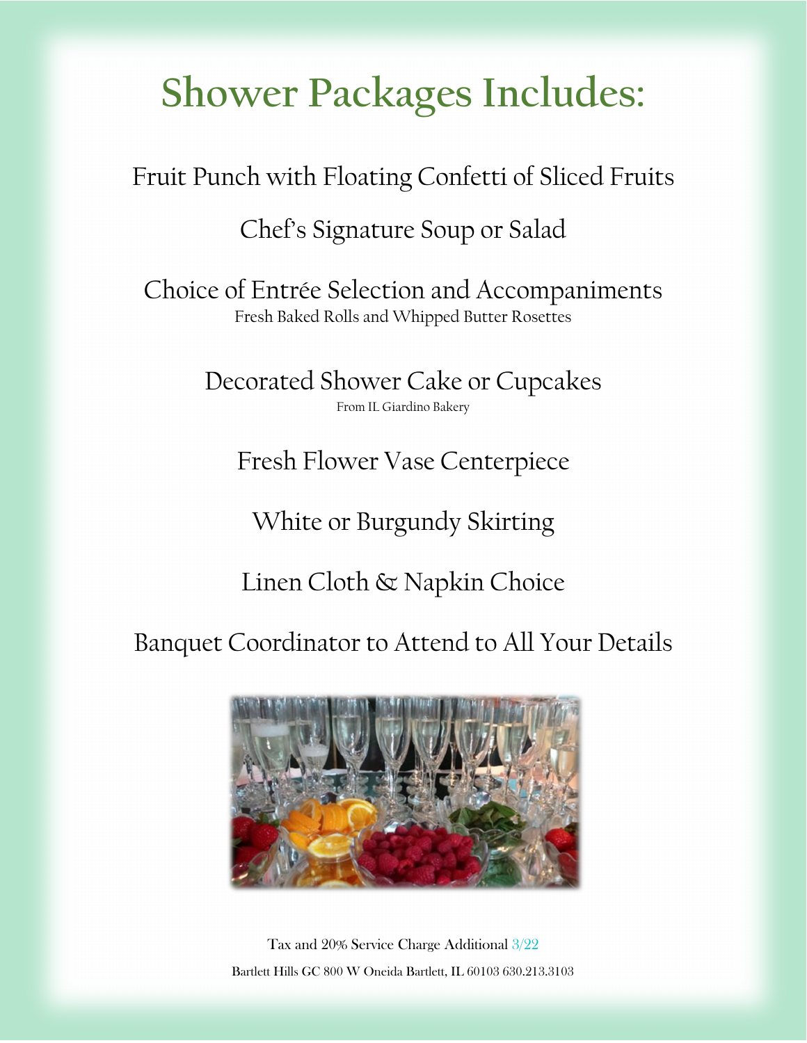# Shower Packages Includes:

Fruit Punch with Floating Confetti of Sliced Fruits

Chef's Signature Soup or Salad

Choice of Entrée Selection and Accompaniments
Fresh Baked Rolls and Whipped Butter Rosettes

Decorated Shower Cake or Cupcakes
From IL Giardino Bakery

Fresh Flower Vase Centerpiece

White or Burgundy Skirting

Linen Cloth & Napkin Choice

Banquet Coordinator to Attend to All Your Details

Tax and 20% Service Charge Additional 3/22

Bartlett Hills GC 800 W Oneida Bartlett, IL 60103 630.213.3103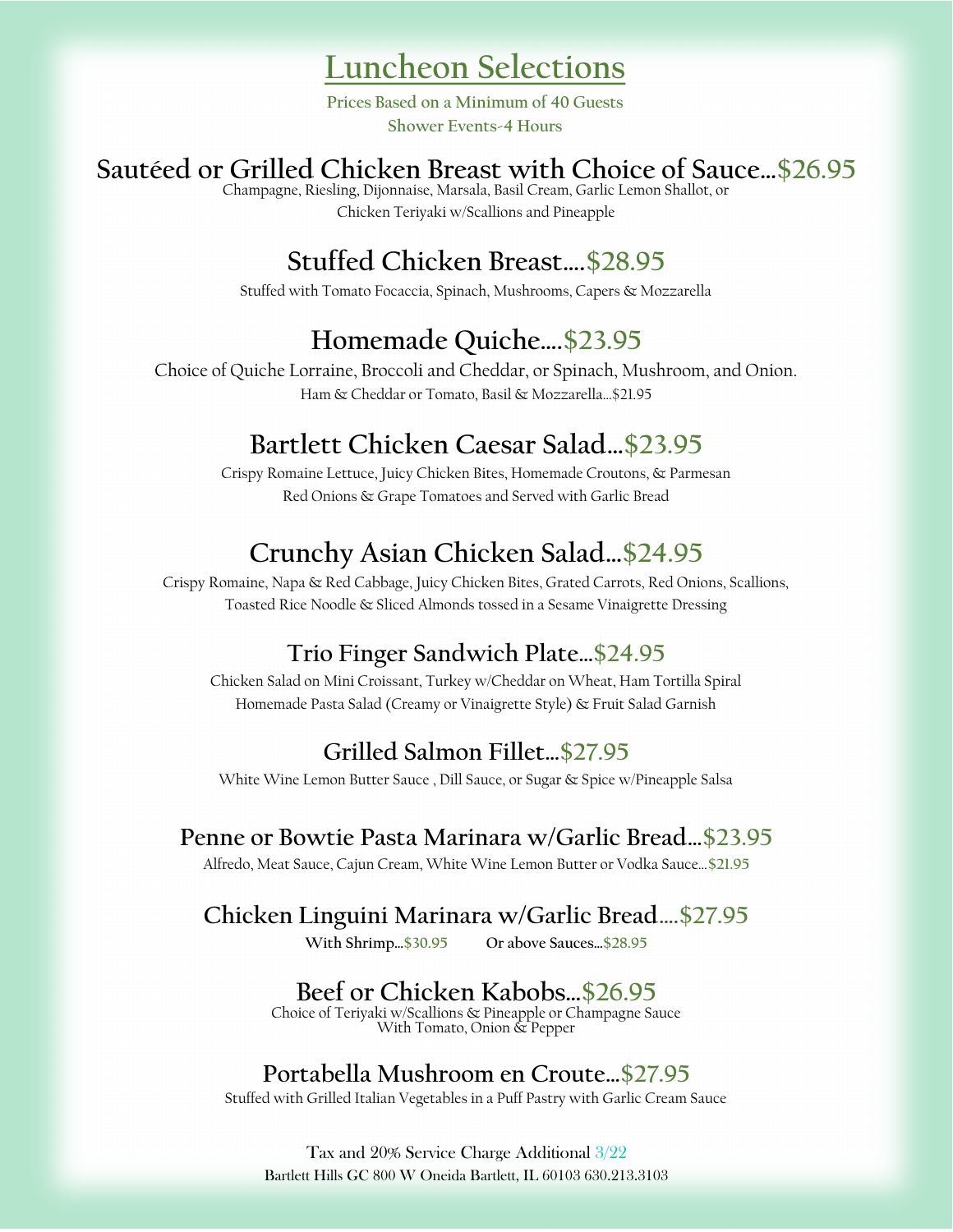# Luncheon Selections

**Prices Based on a Minimum of 40 Guests**
**Shower Events-4 Hours**

## Sautéed or Grilled Chicken Breast with Choice of Sauce…$26.95

Champagne, Riesling, Dijonnaise, Marsala, Basil Cream, Garlic Lemon Shallot, or
Chicken Teriyaki w/Scallions and Pineapple

## Stuffed Chicken Breast….$28.95

Stuffed with Tomato Focaccia, Spinach, Mushrooms, Capers & Mozzarella

## Homemade Quiche….$23.95

Choice of Quiche Lorraine, Broccoli and Cheddar, or Spinach, Mushroom, and Onion.
Ham & Cheddar or Tomato, Basil & Mozzarella…$21.95

## Bartlett Chicken Caesar Salad…$23.95

Crispy Romaine Lettuce, Juicy Chicken Bites, Homemade Croutons, & Parmesan
Red Onions & Grape Tomatoes and Served with Garlic Bread

## Crunchy Asian Chicken Salad…$24.95

Crispy Romaine, Napa & Red Cabbage, Juicy Chicken Bites, Grated Carrots, Red Onions, Scallions,
Toasted Rice Noodle & Sliced Almonds tossed in a Sesame Vinaigrette Dressing

## Trio Finger Sandwich Plate…$24.95

Chicken Salad on Mini Croissant, Turkey w/Cheddar on Wheat, Ham Tortilla Spiral
Homemade Pasta Salad (Creamy or Vinaigrette Style) & Fruit Salad Garnish

## Grilled Salmon Fillet…$27.95

White Wine Lemon Butter Sauce , Dill Sauce, or Sugar & Spice w/Pineapple Salsa

## Penne or Bowtie Pasta Marinara w/Garlic Bread…$23.95

Alfredo, Meat Sauce, Cajun Cream, White Wine Lemon Butter or Vodka Sauce…$21.95

## Chicken Linguini Marinara w/Garlic Bread….$27.95

**With Shrimp…$30.95** **Or above Sauces…$28.95**

## Beef or Chicken Kabobs…$26.95

Choice of Teriyaki w/Scallions & Pineapple or Champagne Sauce
With Tomato, Onion & Pepper

## Portabella Mushroom en Croute…$27.95

Stuffed with Grilled Italian Vegetables in a Puff Pastry with Garlic Cream Sauce

Tax and 20% Service Charge Additional 3/22
Bartlett Hills GC 800 W Oneida Bartlett, IL 60103 630.213.3103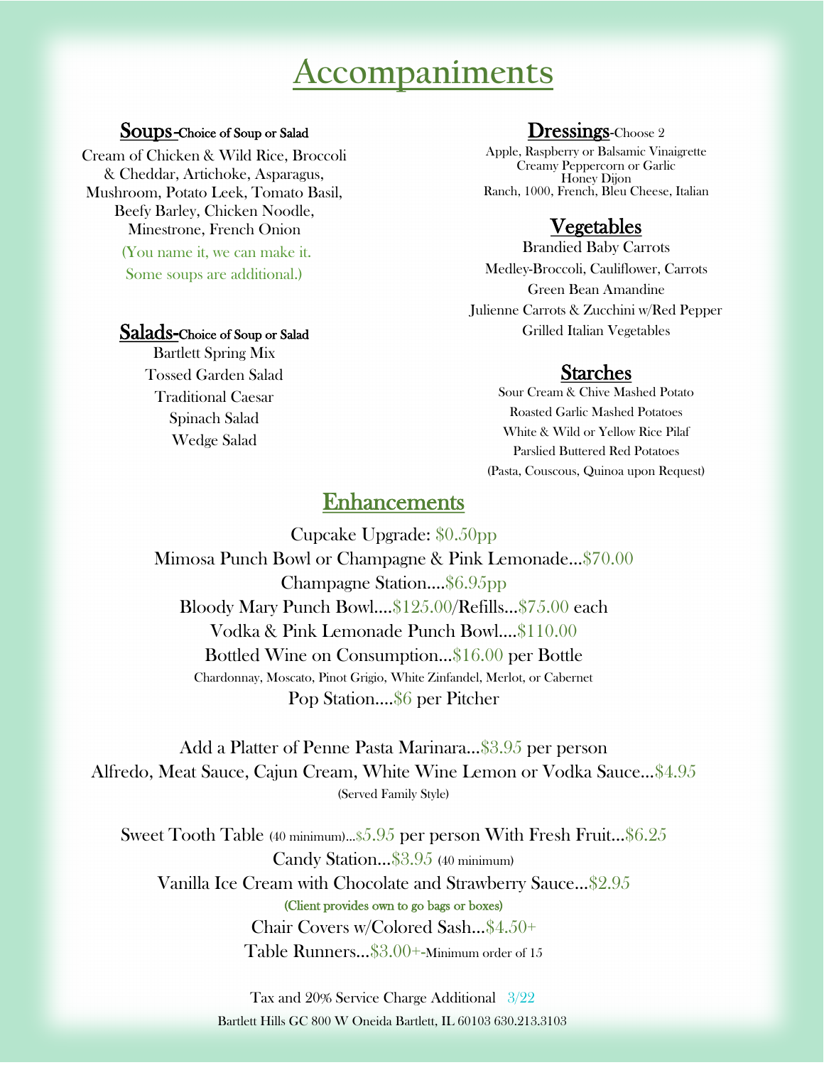# Accompaniments

## Soups-Choice of Soup or Salad

Cream of Chicken & Wild Rice, Broccoli & Cheddar, Artichoke, Asparagus, Mushroom, Potato Leek, Tomato Basil, Beefy Barley, Chicken Noodle, Minestrone, French Onion

(You name it, we can make it. Some soups are additional.)

## Salads-Choice of Soup or Salad

Bartlett Spring Mix
Tossed Garden Salad
Traditional Caesar
Spinach Salad
Wedge Salad

## Dressings-Choose 2

Apple, Raspberry or Balsamic Vinaigrette
Creamy Peppercorn or Garlic
Honey Dijon
Ranch, 1000, French, Bleu Cheese, Italian

## Vegetables

Brandied Baby Carrots
Medley-Broccoli, Cauliflower, Carrots
Green Bean Amandine
Julienne Carrots & Zucchini w/Red Pepper
Grilled Italian Vegetables

## Starches

Sour Cream & Chive Mashed Potato
Roasted Garlic Mashed Potatoes
White & Wild or Yellow Rice Pilaf
Parslied Buttered Red Potatoes
(Pasta, Couscous, Quinoa upon Request)

## Enhancements

Cupcake Upgrade: $0.50pp
Mimosa Punch Bowl or Champagne & Pink Lemonade…$70.00
Champagne Station….$6.95pp
Bloody Mary Punch Bowl….$125.00/Refills…$75.00 each
Vodka & Pink Lemonade Punch Bowl….$110.00
Bottled Wine on Consumption…$16.00 per Bottle
Chardonnay, Moscato, Pinot Grigio, White Zinfandel, Merlot, or Cabernet
Pop Station….$6 per Pitcher

Add a Platter of Penne Pasta Marinara…$3.95 per person
Alfredo, Meat Sauce, Cajun Cream, White Wine Lemon or Vodka Sauce…$4.95
(Served Family Style)

Sweet Tooth Table (40 minimum)…$5.95 per person With Fresh Fruit…$6.25
Candy Station…$3.95 (40 minimum)
Vanilla Ice Cream with Chocolate and Strawberry Sauce…$2.95
(Client provides own to go bags or boxes)
Chair Covers w/Colored Sash…$4.50+
Table Runners…$3.00+-Minimum order of 15

Tax and 20% Service Charge Additional 3/22

Bartlett Hills GC 800 W Oneida Bartlett, IL 60103 630.213.3103